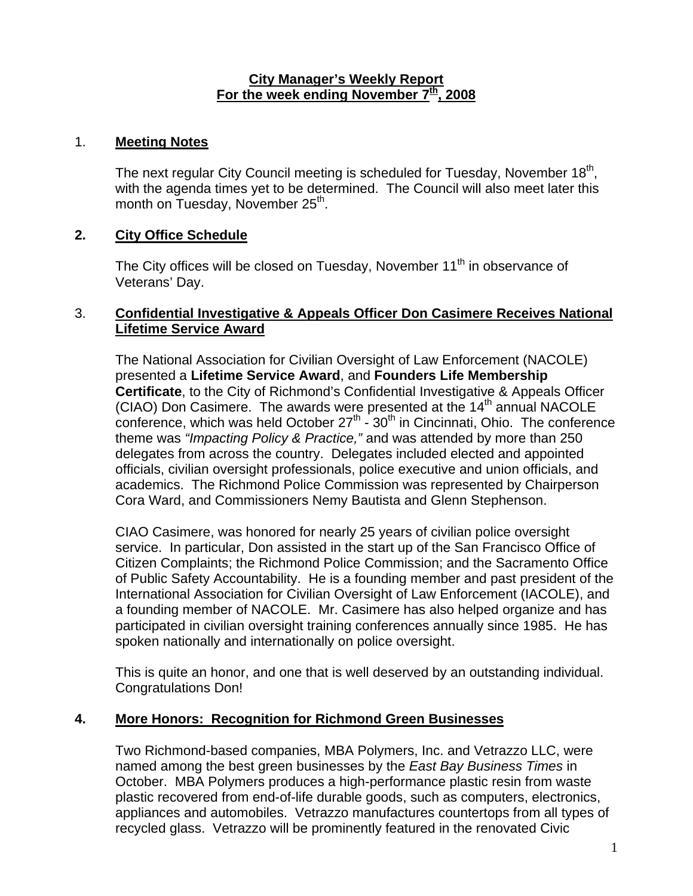# City Manager's Weekly Report
## For the week ending November 7th, 2008

## 1. Meeting Notes

The next regular City Council meeting is scheduled for Tuesday, November 18th, with the agenda times yet to be determined. The Council will also meet later this month on Tuesday, November 25th.

## 2. City Office Schedule

The City offices will be closed on Tuesday, November 11th in observance of Veterans' Day.

## 3. Confidential Investigative & Appeals Officer Don Casimere Receives National Lifetime Service Award

The National Association for Civilian Oversight of Law Enforcement (NACOLE) presented a **Lifetime Service Award**, and **Founders Life Membership Certificate**, to the City of Richmond's Confidential Investigative & Appeals Officer (CIAO) Don Casimere. The awards were presented at the 14th annual NACOLE conference, which was held October 27th - 30th in Cincinnati, Ohio. The conference theme was *"Impacting Policy & Practice,"* and was attended by more than 250 delegates from across the country. Delegates included elected and appointed officials, civilian oversight professionals, police executive and union officials, and academics. The Richmond Police Commission was represented by Chairperson Cora Ward, and Commissioners Nemy Bautista and Glenn Stephenson.

CIAO Casimere, was honored for nearly 25 years of civilian police oversight service. In particular, Don assisted in the start up of the San Francisco Office of Citizen Complaints; the Richmond Police Commission; and the Sacramento Office of Public Safety Accountability. He is a founding member and past president of the International Association for Civilian Oversight of Law Enforcement (IACOLE), and a founding member of NACOLE. Mr. Casimere has also helped organize and has participated in civilian oversight training conferences annually since 1985. He has spoken nationally and internationally on police oversight.

This is quite an honor, and one that is well deserved by an outstanding individual. Congratulations Don!

## 4. More Honors: Recognition for Richmond Green Businesses

Two Richmond-based companies, MBA Polymers, Inc. and Vetrazzo LLC, were named among the best green businesses by the *East Bay Business Times* in October. MBA Polymers produces a high-performance plastic resin from waste plastic recovered from end-of-life durable goods, such as computers, electronics, appliances and automobiles. Vetrazzo manufactures countertops from all types of recycled glass. Vetrazzo will be prominently featured in the renovated Civic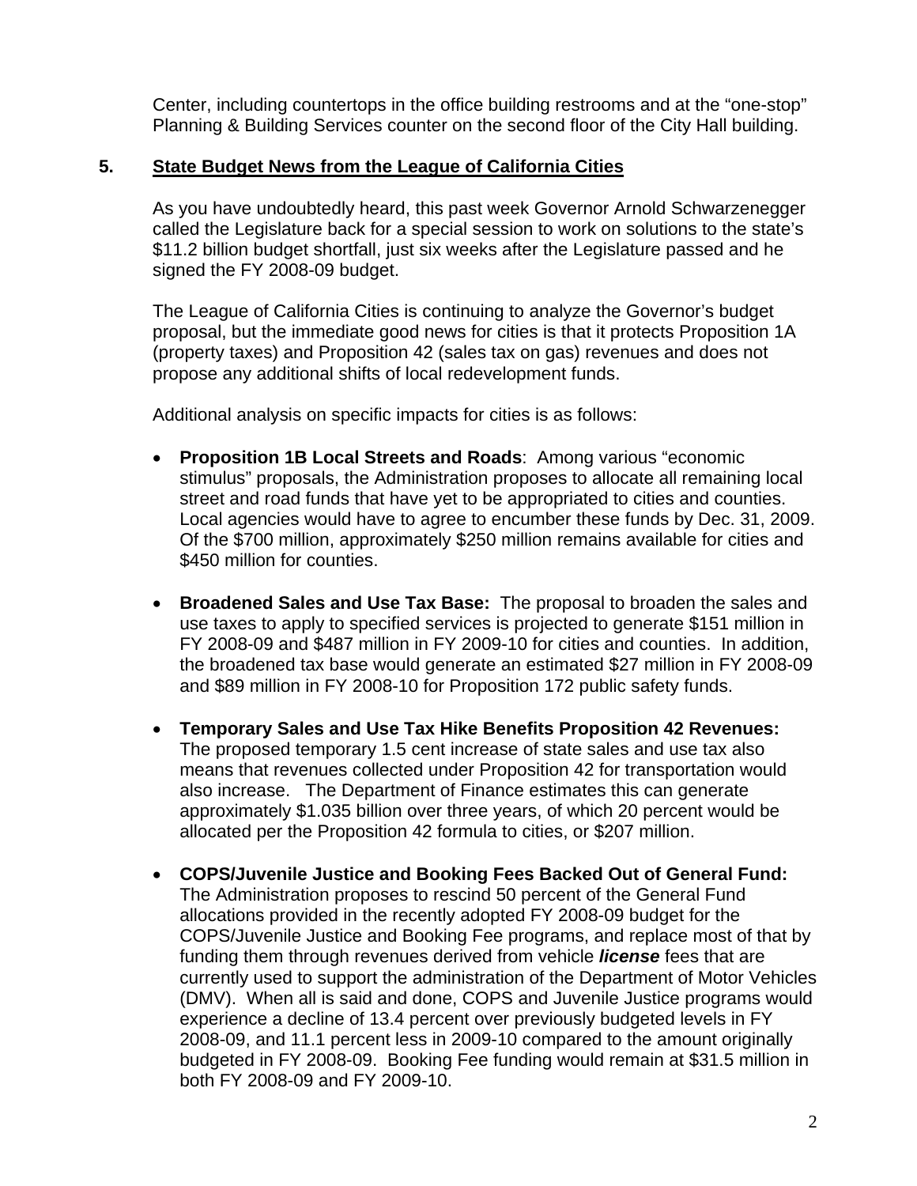Center, including countertops in the office building restrooms and at the "one-stop" Planning & Building Services counter on the second floor of the City Hall building.

## 5. State Budget News from the League of California Cities

As you have undoubtedly heard, this past week Governor Arnold Schwarzenegger called the Legislature back for a special session to work on solutions to the state's $11.2 billion budget shortfall, just six weeks after the Legislature passed and he signed the FY 2008-09 budget.

The League of California Cities is continuing to analyze the Governor's budget proposal, but the immediate good news for cities is that it protects Proposition 1A (property taxes) and Proposition 42 (sales tax on gas) revenues and does not propose any additional shifts of local redevelopment funds.

Additional analysis on specific impacts for cities is as follows:

- **Proposition 1B Local Streets and Roads**: Among various "economic stimulus" proposals, the Administration proposes to allocate all remaining local street and road funds that have yet to be appropriated to cities and counties. Local agencies would have to agree to encumber these funds by Dec. 31, 2009. Of the $700 million, approximately $250 million remains available for cities and $450 million for counties.

- **Broadened Sales and Use Tax Base:** The proposal to broaden the sales and use taxes to apply to specified services is projected to generate $151 million in FY 2008-09 and $487 million in FY 2009-10 for cities and counties. In addition, the broadened tax base would generate an estimated $27 million in FY 2008-09 and $89 million in FY 2008-10 for Proposition 172 public safety funds.

- **Temporary Sales and Use Tax Hike Benefits Proposition 42 Revenues:** The proposed temporary 1.5 cent increase of state sales and use tax also means that revenues collected under Proposition 42 for transportation would also increase. The Department of Finance estimates this can generate approximately $1.035 billion over three years, of which 20 percent would be allocated per the Proposition 42 formula to cities, or $207 million.

- **COPS/Juvenile Justice and Booking Fees Backed Out of General Fund:** The Administration proposes to rescind 50 percent of the General Fund allocations provided in the recently adopted FY 2008-09 budget for the COPS/Juvenile Justice and Booking Fee programs, and replace most of that by funding them through revenues derived from vehicle ***license*** fees that are currently used to support the administration of the Department of Motor Vehicles (DMV). When all is said and done, COPS and Juvenile Justice programs would experience a decline of 13.4 percent over previously budgeted levels in FY 2008-09, and 11.1 percent less in 2009-10 compared to the amount originally budgeted in FY 2008-09. Booking Fee funding would remain at $31.5 million in both FY 2008-09 and FY 2009-10.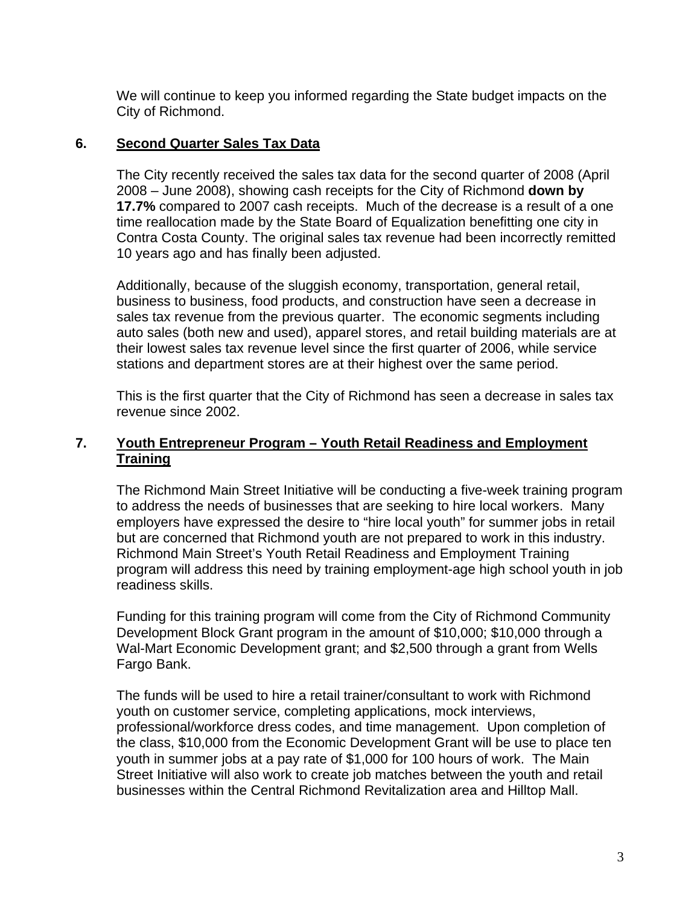We will continue to keep you informed regarding the State budget impacts on the City of Richmond.

## 6. Second Quarter Sales Tax Data

The City recently received the sales tax data for the second quarter of 2008 (April 2008 – June 2008), showing cash receipts for the City of Richmond **down by 17.7%** compared to 2007 cash receipts. Much of the decrease is a result of a one time reallocation made by the State Board of Equalization benefitting one city in Contra Costa County. The original sales tax revenue had been incorrectly remitted 10 years ago and has finally been adjusted.

Additionally, because of the sluggish economy, transportation, general retail, business to business, food products, and construction have seen a decrease in sales tax revenue from the previous quarter. The economic segments including auto sales (both new and used), apparel stores, and retail building materials are at their lowest sales tax revenue level since the first quarter of 2006, while service stations and department stores are at their highest over the same period.

This is the first quarter that the City of Richmond has seen a decrease in sales tax revenue since 2002.

## 7. Youth Entrepreneur Program – Youth Retail Readiness and Employment Training

The Richmond Main Street Initiative will be conducting a five-week training program to address the needs of businesses that are seeking to hire local workers. Many employers have expressed the desire to "hire local youth" for summer jobs in retail but are concerned that Richmond youth are not prepared to work in this industry. Richmond Main Street's Youth Retail Readiness and Employment Training program will address this need by training employment-age high school youth in job readiness skills.

Funding for this training program will come from the City of Richmond Community Development Block Grant program in the amount of $10,000; $10,000 through a Wal-Mart Economic Development grant; and $2,500 through a grant from Wells Fargo Bank.

The funds will be used to hire a retail trainer/consultant to work with Richmond youth on customer service, completing applications, mock interviews, professional/workforce dress codes, and time management. Upon completion of the class, $10,000 from the Economic Development Grant will be use to place ten youth in summer jobs at a pay rate of $1,000 for 100 hours of work. The Main Street Initiative will also work to create job matches between the youth and retail businesses within the Central Richmond Revitalization area and Hilltop Mall.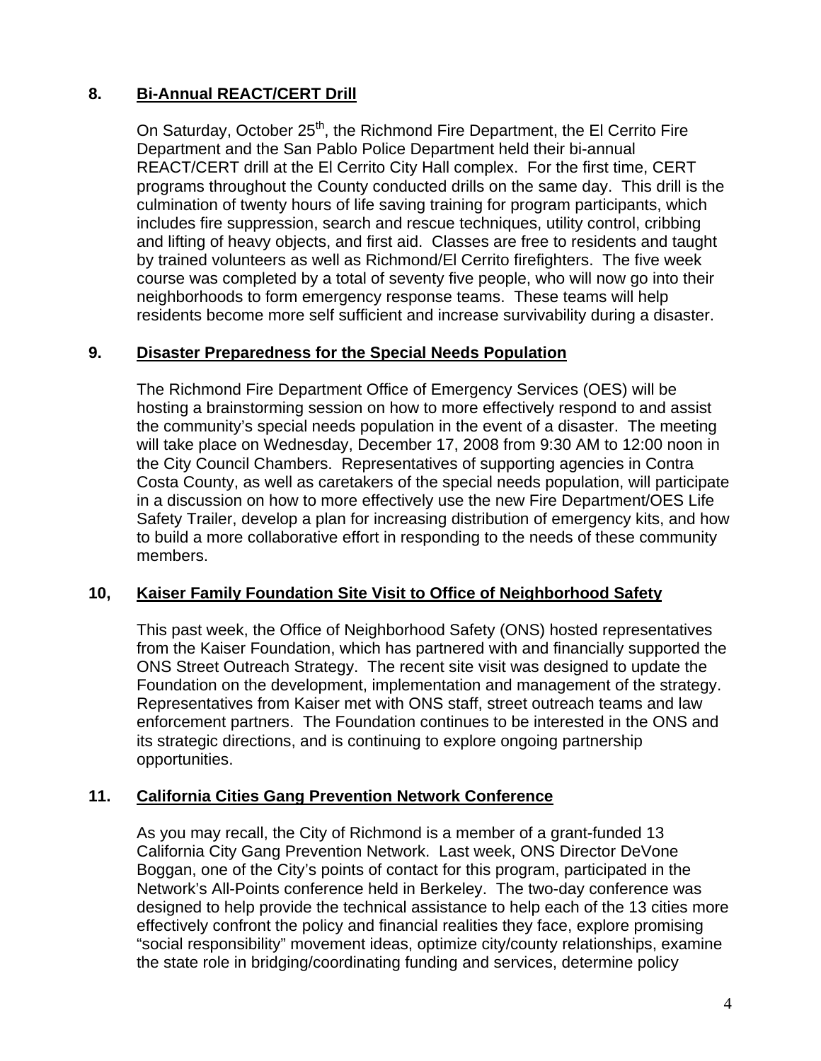**8. Bi-Annual REACT/CERT Drill**

On Saturday, October 25th, the Richmond Fire Department, the El Cerrito Fire Department and the San Pablo Police Department held their bi-annual REACT/CERT drill at the El Cerrito City Hall complex. For the first time, CERT programs throughout the County conducted drills on the same day. This drill is the culmination of twenty hours of life saving training for program participants, which includes fire suppression, search and rescue techniques, utility control, cribbing and lifting of heavy objects, and first aid. Classes are free to residents and taught by trained volunteers as well as Richmond/El Cerrito firefighters. The five week course was completed by a total of seventy five people, who will now go into their neighborhoods to form emergency response teams. These teams will help residents become more self sufficient and increase survivability during a disaster.

**9. Disaster Preparedness for the Special Needs Population**

The Richmond Fire Department Office of Emergency Services (OES) will be hosting a brainstorming session on how to more effectively respond to and assist the community's special needs population in the event of a disaster. The meeting will take place on Wednesday, December 17, 2008 from 9:30 AM to 12:00 noon in the City Council Chambers. Representatives of supporting agencies in Contra Costa County, as well as caretakers of the special needs population, will participate in a discussion on how to more effectively use the new Fire Department/OES Life Safety Trailer, develop a plan for increasing distribution of emergency kits, and how to build a more collaborative effort in responding to the needs of these community members.

**10, Kaiser Family Foundation Site Visit to Office of Neighborhood Safety**

This past week, the Office of Neighborhood Safety (ONS) hosted representatives from the Kaiser Foundation, which has partnered with and financially supported the ONS Street Outreach Strategy. The recent site visit was designed to update the Foundation on the development, implementation and management of the strategy. Representatives from Kaiser met with ONS staff, street outreach teams and law enforcement partners. The Foundation continues to be interested in the ONS and its strategic directions, and is continuing to explore ongoing partnership opportunities.

**11. California Cities Gang Prevention Network Conference**

As you may recall, the City of Richmond is a member of a grant-funded 13 California City Gang Prevention Network. Last week, ONS Director DeVone Boggan, one of the City's points of contact for this program, participated in the Network's All-Points conference held in Berkeley. The two-day conference was designed to help provide the technical assistance to help each of the 13 cities more effectively confront the policy and financial realities they face, explore promising "social responsibility" movement ideas, optimize city/county relationships, examine the state role in bridging/coordinating funding and services, determine policy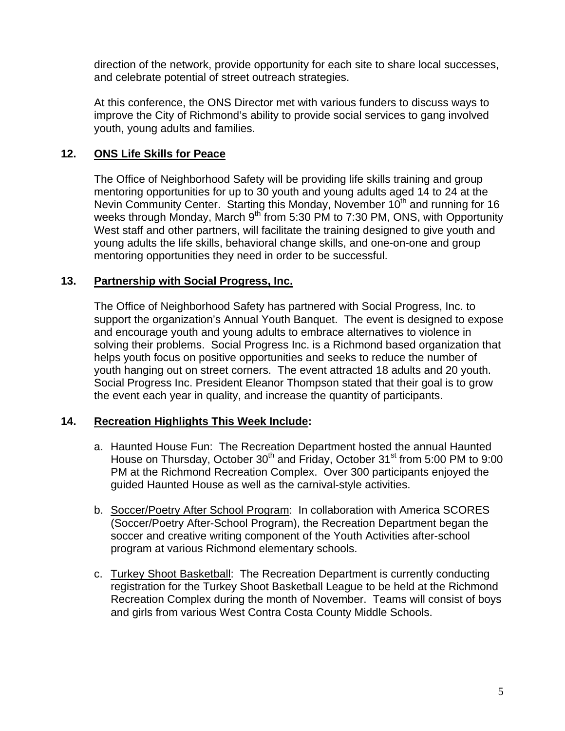direction of the network, provide opportunity for each site to share local successes, and celebrate potential of street outreach strategies.

At this conference, the ONS Director met with various funders to discuss ways to improve the City of Richmond's ability to provide social services to gang involved youth, young adults and families.

## 12. ONS Life Skills for Peace

The Office of Neighborhood Safety will be providing life skills training and group mentoring opportunities for up to 30 youth and young adults aged 14 to 24 at the Nevin Community Center. Starting this Monday, November 10th and running for 16 weeks through Monday, March 9th from 5:30 PM to 7:30 PM, ONS, with Opportunity West staff and other partners, will facilitate the training designed to give youth and young adults the life skills, behavioral change skills, and one-on-one and group mentoring opportunities they need in order to be successful.

## 13. Partnership with Social Progress, Inc.

The Office of Neighborhood Safety has partnered with Social Progress, Inc. to support the organization's Annual Youth Banquet. The event is designed to expose and encourage youth and young adults to embrace alternatives to violence in solving their problems. Social Progress Inc. is a Richmond based organization that helps youth focus on positive opportunities and seeks to reduce the number of youth hanging out on street corners. The event attracted 18 adults and 20 youth. Social Progress Inc. President Eleanor Thompson stated that their goal is to grow the event each year in quality, and increase the quantity of participants.

## 14. Recreation Highlights This Week Include:

a. Haunted House Fun: The Recreation Department hosted the annual Haunted House on Thursday, October 30th and Friday, October 31st from 5:00 PM to 9:00 PM at the Richmond Recreation Complex. Over 300 participants enjoyed the guided Haunted House as well as the carnival-style activities.

b. Soccer/Poetry After School Program: In collaboration with America SCORES (Soccer/Poetry After-School Program), the Recreation Department began the soccer and creative writing component of the Youth Activities after-school program at various Richmond elementary schools.

c. Turkey Shoot Basketball: The Recreation Department is currently conducting registration for the Turkey Shoot Basketball League to be held at the Richmond Recreation Complex during the month of November. Teams will consist of boys and girls from various West Contra Costa County Middle Schools.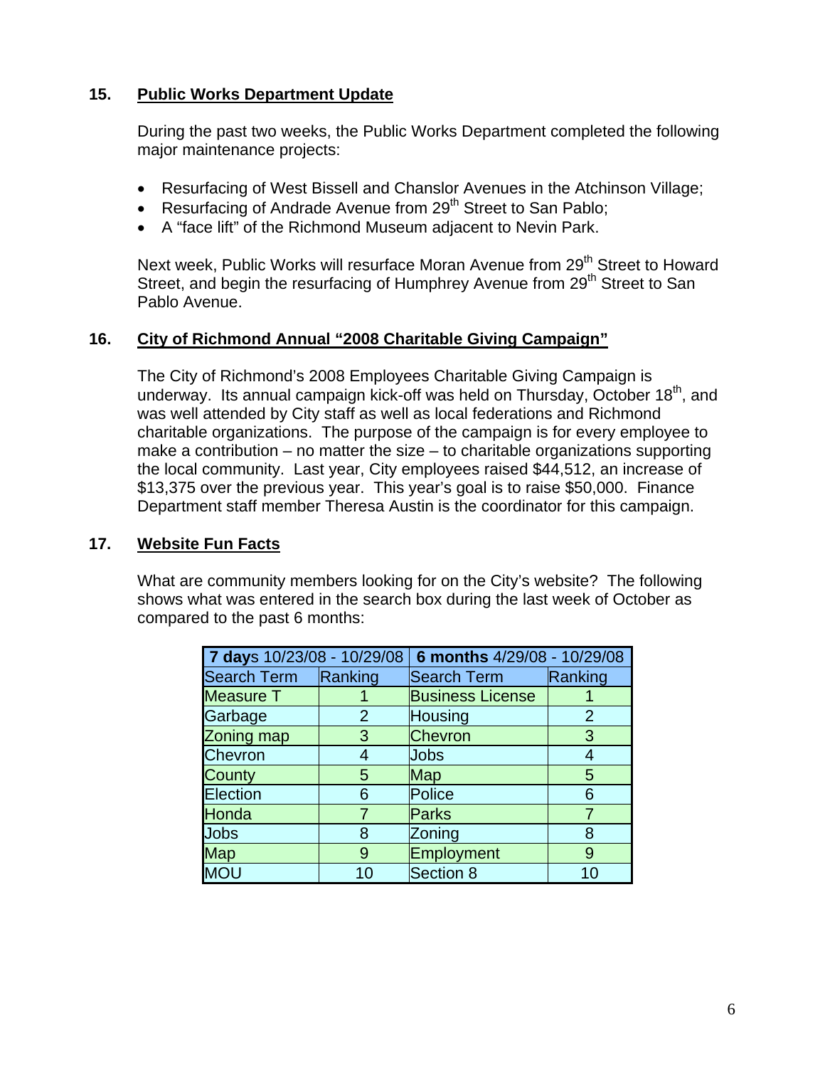## 15. Public Works Department Update

During the past two weeks, the Public Works Department completed the following major maintenance projects:

- Resurfacing of West Bissell and Chanslor Avenues in the Atchinson Village;
- Resurfacing of Andrade Avenue from 29th Street to San Pablo;
- A "face lift" of the Richmond Museum adjacent to Nevin Park.

Next week, Public Works will resurface Moran Avenue from 29th Street to Howard Street, and begin the resurfacing of Humphrey Avenue from 29th Street to San Pablo Avenue.

## 16. City of Richmond Annual "2008 Charitable Giving Campaign"

The City of Richmond's 2008 Employees Charitable Giving Campaign is underway. Its annual campaign kick-off was held on Thursday, October 18th, and was well attended by City staff as well as local federations and Richmond charitable organizations. The purpose of the campaign is for every employee to make a contribution – no matter the size – to charitable organizations supporting the local community. Last year, City employees raised $44,512, an increase of $13,375 over the previous year. This year's goal is to raise $50,000. Finance Department staff member Theresa Austin is the coordinator for this campaign.

## 17. Website Fun Facts

What are community members looking for on the City's website? The following shows what was entered in the search box during the last week of October as compared to the past 6 months:

| **7 days** 10/23/08 - 10/29/08 | | **6 months** 4/29/08 - 10/29/08 | |
|---|---|---|---|
| Search Term | Ranking | Search Term | Ranking |
| Measure T | 1 | Business License | 1 |
| Garbage | 2 | Housing | 2 |
| Zoning map | 3 | Chevron | 3 |
| Chevron | 4 | Jobs | 4 |
| County | 5 | Map | 5 |
| Election | 6 | Police | 6 |
| Honda | 7 | Parks | 7 |
| Jobs | 8 | Zoning | 8 |
| Map | 9 | Employment | 9 |
| MOU | 10 | Section 8 | 10 |